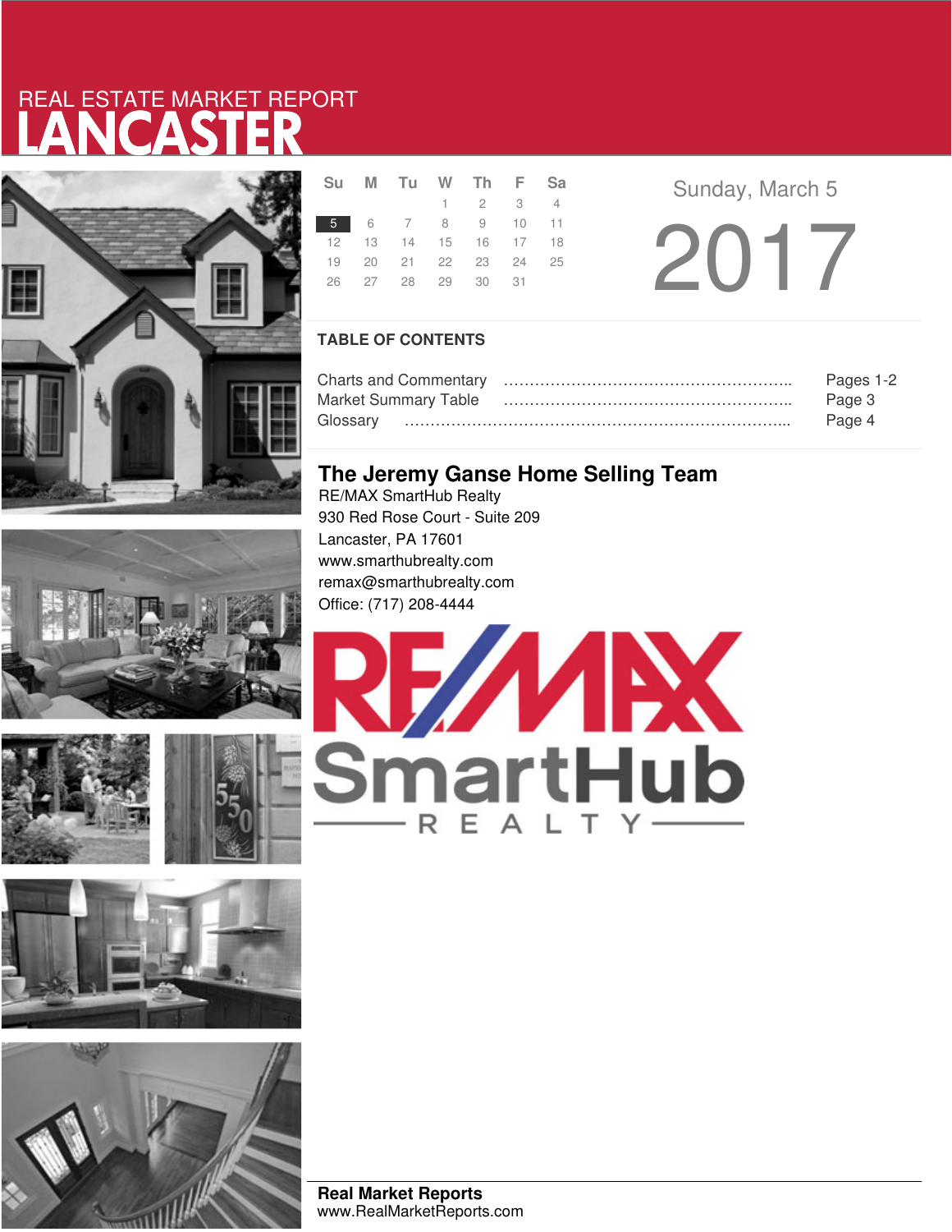REAL ESTATE MARKET REPORT

# LANCASTER

| Su | M | Tu | W | Th | F | Sa |
|---|---|---|---|---|---|---|
| | | | 1 | 2 | 3 | 4 |
| 5 | 6 | 7 | 8 | 9 | 10 | 11 |
| 12 | 13 | 14 | 15 | 16 | 17 | 18 |
| 19 | 20 | 21 | 22 | 23 | 24 | 25 |
| 26 | 27 | 28 | 29 | 30 | 31 | |

Sunday, March 5

2017

## TABLE OF CONTENTS

Charts and Commentary ……………………………………………….. Pages 1-2
Market Summary Table ……………………………………………….. Page 3
Glossary ………………………………………………………………….. Page 4

## The Jeremy Ganse Home Selling Team

RE/MAX SmartHub Realty
930 Red Rose Court - Suite 209
Lancaster, PA 17601
www.smarthubrealty.com
remax@smarthubrealty.com
Office: (717) 208-4444

RE/MAX SmartHub REALTY

**Real Market Reports**
www.RealMarketReports.com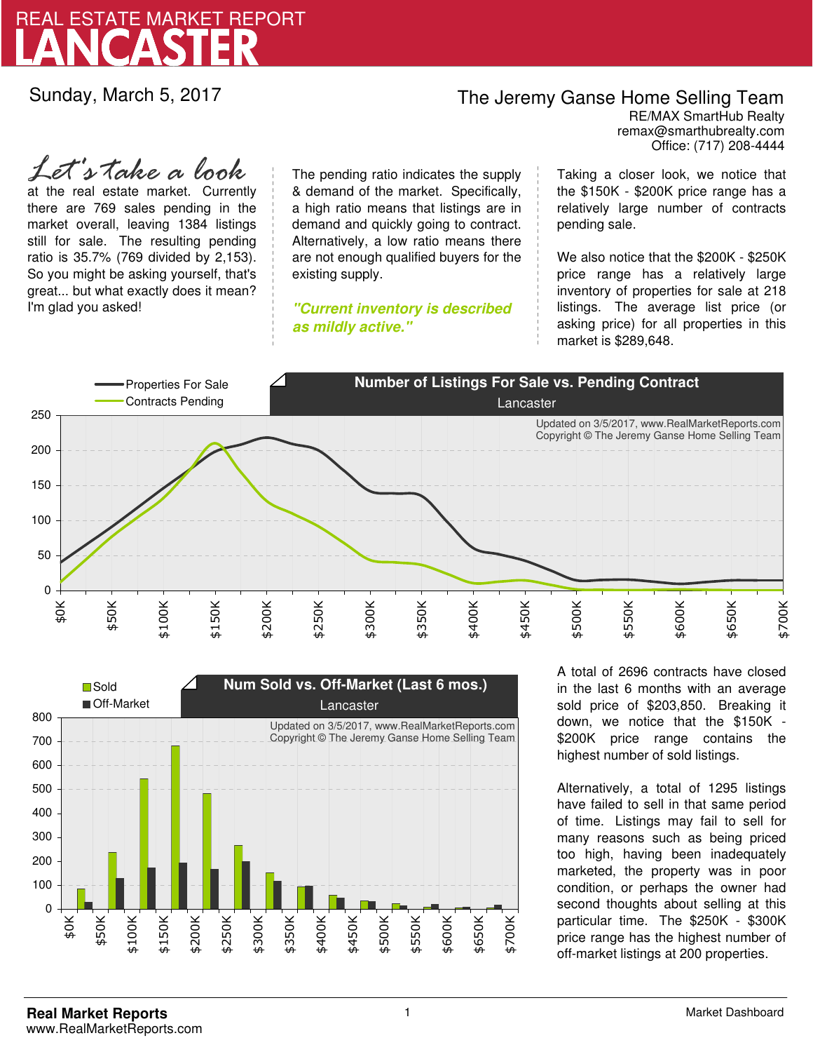# REAL ESTATE MARKET REPORT
# LANCASTER

Sunday, March 5, 2017

**The Jeremy Ganse Home Selling Team**
RE/MAX SmartHub Realty
remax@smarthubrealty.com
Office: (717) 208-4444

*Let's take a look* at the real estate market. Currently there are 769 sales pending in the market overall, leaving 1384 listings still for sale. The resulting pending ratio is 35.7% (769 divided by 2,153). So you might be asking yourself, that's great... but what exactly does it mean? I'm glad you asked!

The pending ratio indicates the supply & demand of the market. Specifically, a high ratio means that listings are in demand and quickly going to contract. Alternatively, a low ratio means there are not enough qualified buyers for the existing supply.

***"Current inventory is described as mildly active."***

Taking a closer look, we notice that the $150K - $200K price range has a relatively large number of contracts pending sale.

We also notice that the $200K - $250K price range has a relatively large inventory of properties for sale at 218 listings. The average list price (or asking price) for all properties in this market is $289,648.

A total of 2696 contracts have closed in the last 6 months with an average sold price of $203,850. Breaking it down, we notice that the $150K - $200K price range contains the highest number of sold listings.

Alternatively, a total of 1295 listings have failed to sell in that same period of time. Listings may fail to sell for many reasons such as being priced too high, having been inadequately marketed, the property was in poor condition, or perhaps the owner had second thoughts about selling at this particular time. The $250K - $300K price range has the highest number of off-market listings at 200 properties.

**Real Market Reports**
www.RealMarketReports.com

Market Dashboard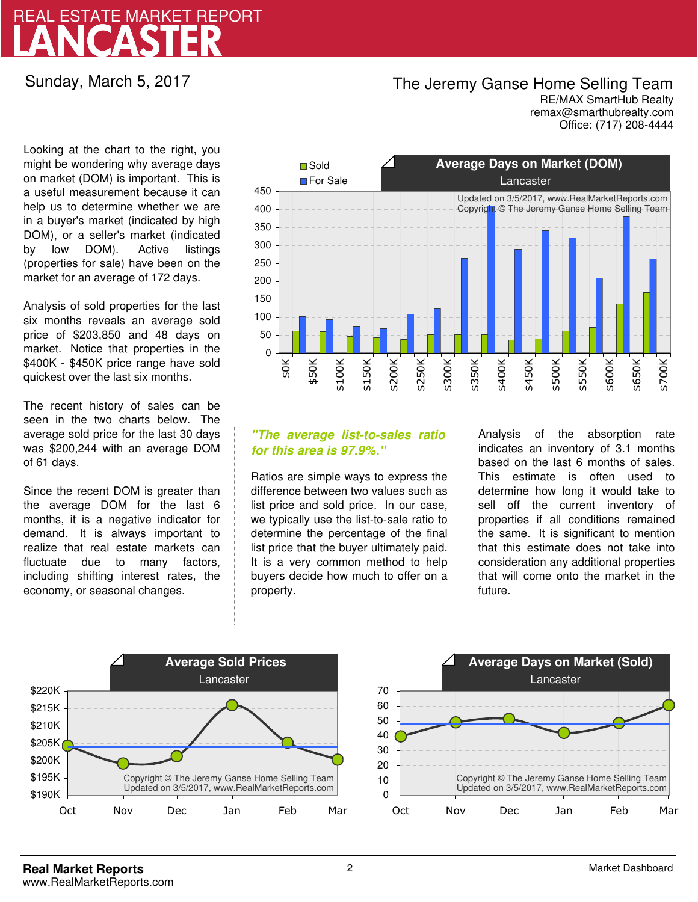# REAL ESTATE MARKET REPORT
# LANCASTER

Sunday, March 5, 2017

**The Jeremy Ganse Home Selling Team**
RE/MAX SmartHub Realty
remax@smarthubrealty.com
Office: (717) 208-4444

Looking at the chart to the right, you might be wondering why average days on market (DOM) is important. This is a useful measurement because it can help us to determine whether we are in a buyer's market (indicated by high DOM), or a seller's market (indicated by low DOM). Active listings (properties for sale) have been on the market for an average of 172 days.

Analysis of sold properties for the last six months reveals an average sold price of $203,850 and 48 days on market. Notice that properties in the $400K - $450K price range have sold quickest over the last six months.

The recent history of sales can be seen in the two charts below. The average sold price for the last 30 days was $200,244 with an average DOM of 61 days.

Since the recent DOM is greater than the average DOM for the last 6 months, it is a negative indicator for demand. It is always important to realize that real estate markets can fluctuate due to many factors, including shifting interest rates, the economy, or seasonal changes.

**Average Days on Market (DOM)**
Lancaster

Updated on 3/5/2017, www.RealMarketReports.com
Copyright © The Jeremy Ganse Home Selling Team

*"The average list-to-sales ratio for this area is 97.9%."*

Ratios are simple ways to express the difference between two values such as list price and sold price. In our case, we typically use the list-to-sale ratio to determine the percentage of the final list price that the buyer ultimately paid. It is a very common method to help buyers decide how much to offer on a property.

Analysis of the absorption rate indicates an inventory of 3.1 months based on the last 6 months of sales. This estimate is often used to determine how long it would take to sell off the current inventory of properties if all conditions remained the same. It is significant to mention that this estimate does not take into consideration any additional properties that will come onto the market in the future.

**Average Sold Prices**
Lancaster

Copyright © The Jeremy Ganse Home Selling Team
Updated on 3/5/2017, www.RealMarketReports.com

**Average Days on Market (Sold)**
Lancaster

Copyright © The Jeremy Ganse Home Selling Team
Updated on 3/5/2017, www.RealMarketReports.com

**Real Market Reports**
www.RealMarketReports.com

Market Dashboard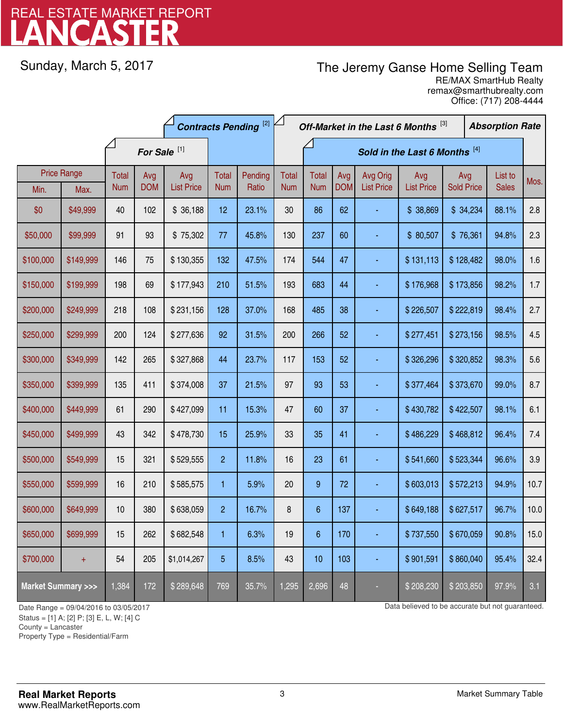# REAL ESTATE MARKET REPORT
# LANCASTER

Sunday, March 5, 2017

The Jeremy Ganse Home Selling Team
RE/MAX SmartHub Realty
remax@smarthubrealty.com
Office: (717) 208-4444

| Price Range | | For Sale [1] | | | Contracts Pending [2] | | Off-Market in the Last 6 Months [3] | Sold in the Last 6 Months [4] | | | | | | Absorption Rate |
|---|---|---|---|---|---|---|---|---|---|---|---|---|---|---|
| Min. | Max. | Total Num | Avg DOM | Avg List Price | Total Num | Pending Ratio | Total Num | Total Num | Avg DOM | Avg Orig List Price | Avg List Price | Avg Sold Price | List to Sales | Mos. |
| $0 | $49,999 | 40 | 102 | $ 36,188 | 12 | 23.1% | 30 | 86 | 62 | - | $ 38,869 | $ 34,234 | 88.1% | 2.8 |
| $50,000 | $99,999 | 91 | 93 | $ 75,302 | 77 | 45.8% | 130 | 237 | 60 | - | $ 80,507 | $ 76,361 | 94.8% | 2.3 |
| $100,000 | $149,999 | 146 | 75 | $ 130,355 | 132 | 47.5% | 174 | 544 | 47 | - | $ 131,113 | $ 128,482 | 98.0% | 1.6 |
| $150,000 | $199,999 | 198 | 69 | $ 177,943 | 210 | 51.5% | 193 | 683 | 44 | - | $ 176,968 | $ 173,856 | 98.2% | 1.7 |
| $200,000 | $249,999 | 218 | 108 | $ 231,156 | 128 | 37.0% | 168 | 485 | 38 | - | $ 226,507 | $ 222,819 | 98.4% | 2.7 |
| $250,000 | $299,999 | 200 | 124 | $ 277,636 | 92 | 31.5% | 200 | 266 | 52 | - | $ 277,451 | $ 273,156 | 98.5% | 4.5 |
| $300,000 | $349,999 | 142 | 265 | $ 327,868 | 44 | 23.7% | 117 | 153 | 52 | - | $ 326,296 | $ 320,852 | 98.3% | 5.6 |
| $350,000 | $399,999 | 135 | 411 | $ 374,008 | 37 | 21.5% | 97 | 93 | 53 | - | $ 377,464 | $ 373,670 | 99.0% | 8.7 |
| $400,000 | $449,999 | 61 | 290 | $ 427,099 | 11 | 15.3% | 47 | 60 | 37 | - | $ 430,782 | $ 422,507 | 98.1% | 6.1 |
| $450,000 | $499,999 | 43 | 342 | $ 478,730 | 15 | 25.9% | 33 | 35 | 41 | - | $ 486,229 | $ 468,812 | 96.4% | 7.4 |
| $500,000 | $549,999 | 15 | 321 | $ 529,555 | 2 | 11.8% | 16 | 23 | 61 | - | $ 541,660 | $ 523,344 | 96.6% | 3.9 |
| $550,000 | $599,999 | 16 | 210 | $ 585,575 | 1 | 5.9% | 20 | 9 | 72 | - | $ 603,013 | $ 572,213 | 94.9% | 10.7 |
| $600,000 | $649,999 | 10 | 380 | $ 638,059 | 2 | 16.7% | 8 | 6 | 137 | - | $ 649,188 | $ 627,517 | 96.7% | 10.0 |
| $650,000 | $699,999 | 15 | 262 | $ 682,548 | 1 | 6.3% | 19 | 6 | 170 | - | $ 737,550 | $ 670,059 | 90.8% | 15.0 |
| $700,000 | + | 54 | 205 | $1,014,267 | 5 | 8.5% | 43 | 10 | 103 | - | $ 901,591 | $ 860,040 | 95.4% | 32.4 |
| Market Summary >>> | | 1,384 | 172 | $ 289,648 | 769 | 35.7% | 1,295 | 2,696 | 48 | - | $ 208,230 | $ 203,850 | 97.9% | 3.1 |

Date Range = 09/04/2016 to 03/05/2017
Status = [1] A; [2] P; [3] E, L, W; [4] C
County = Lancaster
Property Type = Residential/Farm

Data believed to be accurate but not guaranteed.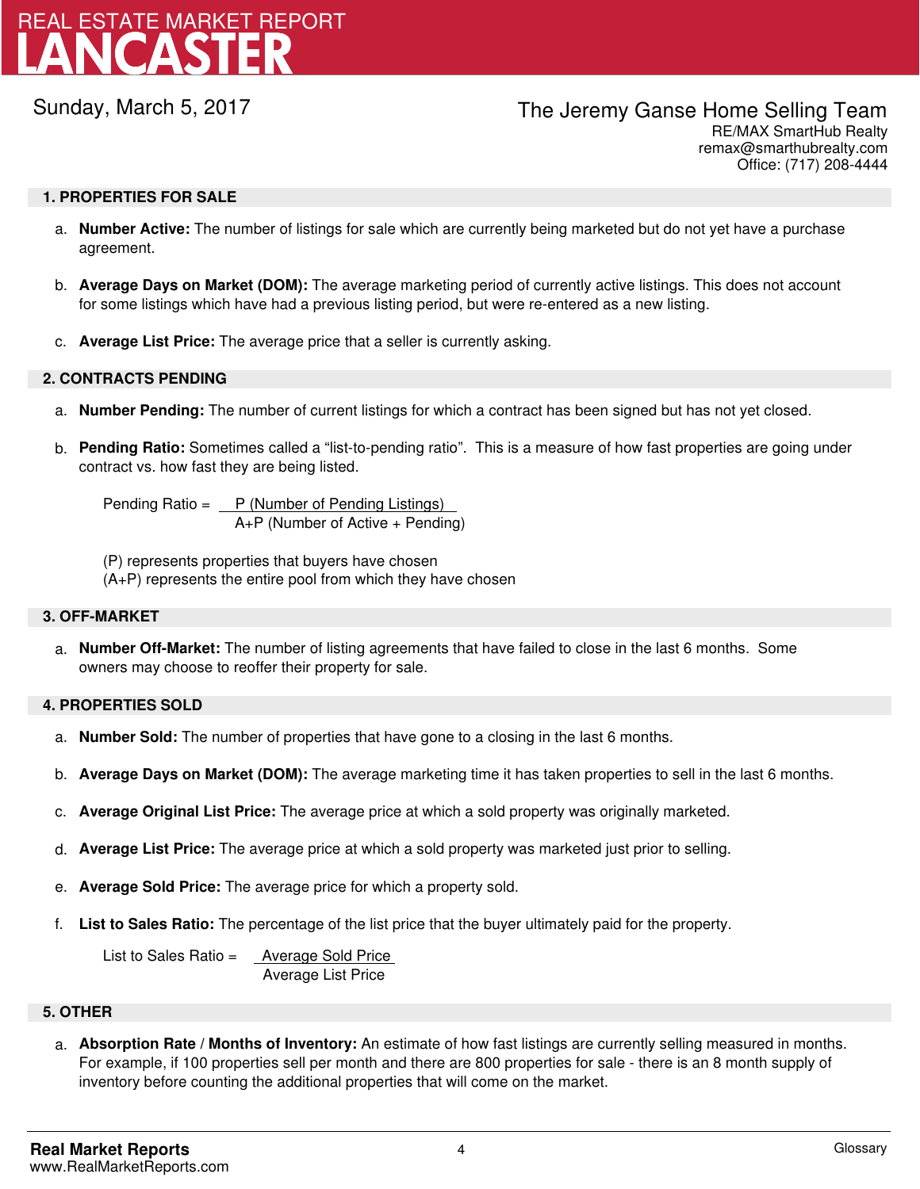# REAL ESTATE MARKET REPORT LANCASTER

Sunday, March 5, 2017

**The Jeremy Ganse Home Selling Team**
RE/MAX SmartHub Realty
remax@smarthubrealty.com
Office: (717) 208-4444

## 1. PROPERTIES FOR SALE

a. **Number Active:** The number of listings for sale which are currently being marketed but do not yet have a purchase agreement.

b. **Average Days on Market (DOM):** The average marketing period of currently active listings. This does not account for some listings which have had a previous listing period, but were re-entered as a new listing.

c. **Average List Price:** The average price that a seller is currently asking.

## 2. CONTRACTS PENDING

a. **Number Pending:** The number of current listings for which a contract has been signed but has not yet closed.

b. **Pending Ratio:** Sometimes called a "list-to-pending ratio". This is a measure of how fast properties are going under contract vs. how fast they are being listed.

$$\text{Pending Ratio} = \frac{\text{P (Number of Pending Listings)}}{\text{A+P (Number of Active + Pending)}}$$

(P) represents properties that buyers have chosen
(A+P) represents the entire pool from which they have chosen

## 3. OFF-MARKET

a. **Number Off-Market:** The number of listing agreements that have failed to close in the last 6 months. Some owners may choose to reoffer their property for sale.

## 4. PROPERTIES SOLD

a. **Number Sold:** The number of properties that have gone to a closing in the last 6 months.

b. **Average Days on Market (DOM):** The average marketing time it has taken properties to sell in the last 6 months.

c. **Average Original List Price:** The average price at which a sold property was originally marketed.

d. **Average List Price:** The average price at which a sold property was marketed just prior to selling.

e. **Average Sold Price:** The average price for which a property sold.

f. **List to Sales Ratio:** The percentage of the list price that the buyer ultimately paid for the property.

$$\text{List to Sales Ratio} = \frac{\text{Average Sold Price}}{\text{Average List Price}}$$

## 5. OTHER

a. **Absorption Rate / Months of Inventory:** An estimate of how fast listings are currently selling measured in months. For example, if 100 properties sell per month and there are 800 properties for sale - there is an 8 month supply of inventory before counting the additional properties that will come on the market.

**Real Market Reports**
www.RealMarketReports.com

Glossary